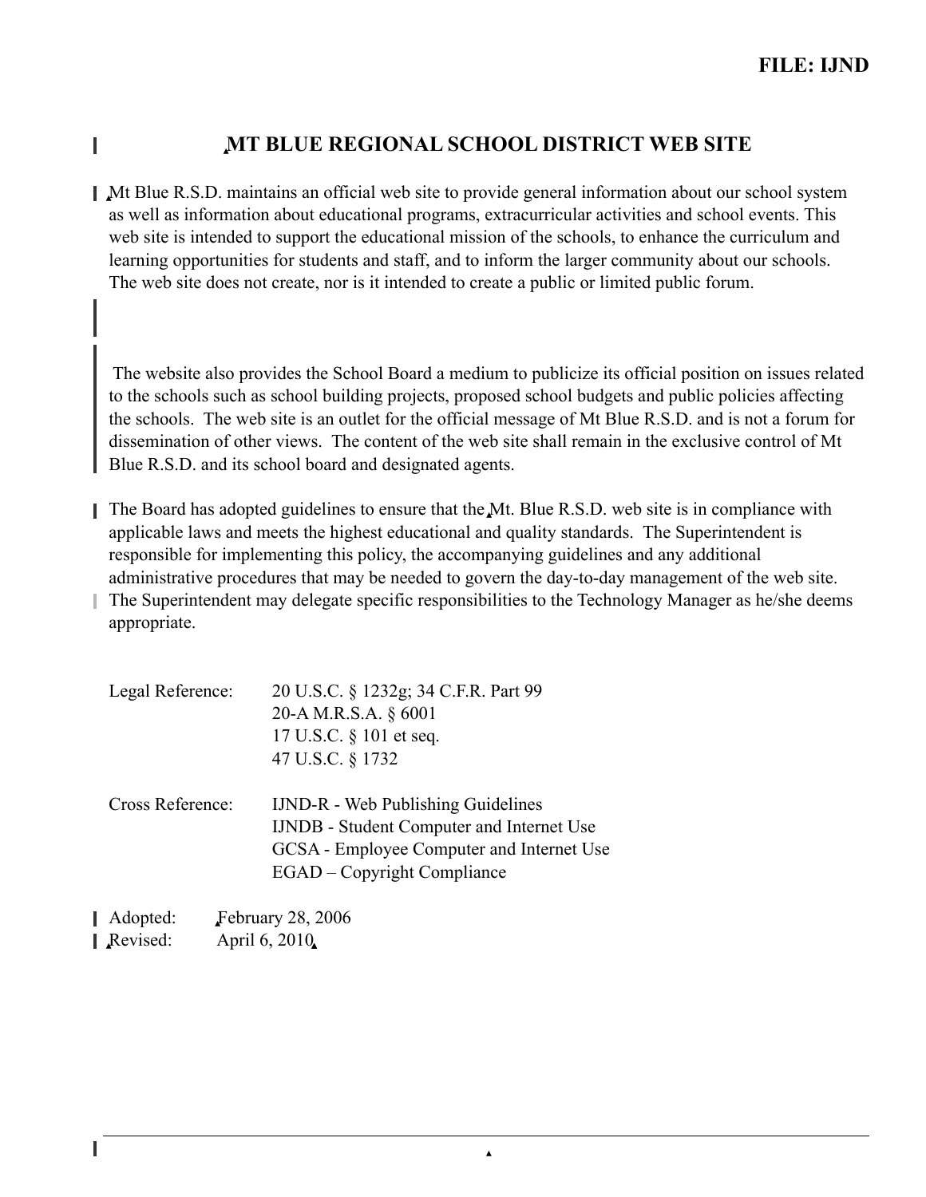**FILE: IJND**

# MT BLUE REGIONAL SCHOOL DISTRICT WEB SITE

Mt Blue R.S.D. maintains an official web site to provide general information about our school system as well as information about educational programs, extracurricular activities and school events. This web site is intended to support the educational mission of the schools, to enhance the curriculum and learning opportunities for students and staff, and to inform the larger community about our schools. The web site does not create, nor is it intended to create a public or limited public forum.

The website also provides the School Board a medium to publicize its official position on issues related to the schools such as school building projects, proposed school budgets and public policies affecting the schools. The web site is an outlet for the official message of Mt Blue R.S.D. and is not a forum for dissemination of other views. The content of the web site shall remain in the exclusive control of Mt Blue R.S.D. and its school board and designated agents.

The Board has adopted guidelines to ensure that the Mt. Blue R.S.D. web site is in compliance with applicable laws and meets the highest educational and quality standards. The Superintendent is responsible for implementing this policy, the accompanying guidelines and any additional administrative procedures that may be needed to govern the day-to-day management of the web site. The Superintendent may delegate specific responsibilities to the Technology Manager as he/she deems appropriate.

| | |
|---|---|
| Legal Reference: | 20 U.S.C. § 1232g; 34 C.F.R. Part 99 |
| | 20-A M.R.S.A. § 6001 |
| | 17 U.S.C. § 101 et seq. |
| | 47 U.S.C. § 1732 |
| | |
| Cross Reference: | IJND-R - Web Publishing Guidelines |
| | IJNDB - Student Computer and Internet Use |
| | GCSA - Employee Computer and Internet Use |
| | EGAD – Copyright Compliance |

Adopted: February 28, 2006
Revised: April 6, 2010